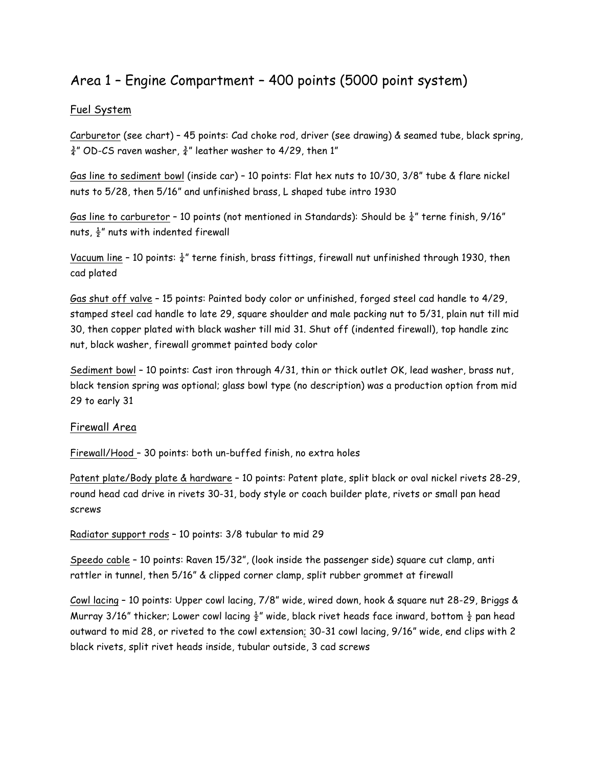# Area 1 – Engine Compartment – 400 points (5000 point system)

## Fuel System

<u>Carburetor</u> (see chart) – 45 points: Cad choke rod, driver (see drawing) & seamed tube, black spring, ¾" OD-CS raven washer, ¾" leather washer to 4/29, then 1"

<u>Gas line to sediment bowl</u> (inside car) – 10 points: Flat hex nuts to 10/30, 3/8" tube & flare nickel nuts to 5/28, then 5/16" and unfinished brass, L shaped tube intro 1930

<u>Gas line to carburetor</u> – 10 points (not mentioned in Standards): Should be ¼" terne finish, 9/16" nuts, ½" nuts with indented firewall

<u>Vacuum line</u> – 10 points: ¼" terne finish, brass fittings, firewall nut unfinished through 1930, then cad plated

<u>Gas shut off valve</u> – 15 points: Painted body color or unfinished, forged steel cad handle to 4/29, stamped steel cad handle to late 29, square shoulder and male packing nut to 5/31, plain nut till mid 30, then copper plated with black washer till mid 31. Shut off (indented firewall), top handle zinc nut, black washer, firewall grommet painted body color

<u>Sediment bowl</u> – 10 points: Cast iron through 4/31, thin or thick outlet OK, lead washer, brass nut, black tension spring was optional; glass bowl type (no description) was a production option from mid 29 to early 31

## Firewall Area

<u>Firewall/Hood</u> – 30 points: both un-buffed finish, no extra holes

<u>Patent plate/Body plate & hardware</u> – 10 points: Patent plate, split black or oval nickel rivets 28-29, round head cad drive in rivets 30-31, body style or coach builder plate, rivets or small pan head screws

<u>Radiator support rods</u> – 10 points: 3/8 tubular to mid 29

<u>Speedo cable</u> – 10 points: Raven 15/32", (look inside the passenger side) square cut clamp, anti rattler in tunnel, then 5/16" & clipped corner clamp, split rubber grommet at firewall

<u>Cowl lacing</u> – 10 points: Upper cowl lacing, 7/8" wide, wired down, hook & square nut 28-29, Briggs & Murray 3/16" thicker; Lower cowl lacing ½" wide, black rivet heads face inward, bottom ½ pan head outward to mid 28, or riveted to the cowl extension; 30-31 cowl lacing, 9/16" wide, end clips with 2 black rivets, split rivet heads inside, tubular outside, 3 cad screws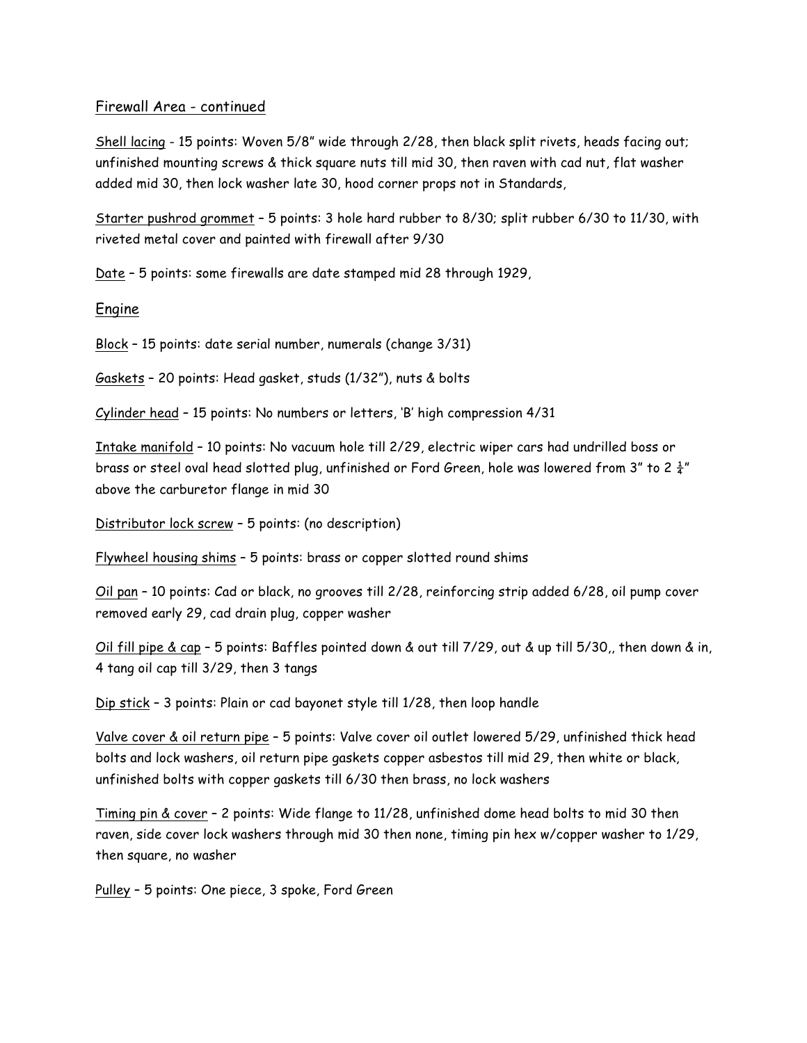## Firewall Area - continued

Shell lacing - 15 points: Woven 5/8" wide through 2/28, then black split rivets, heads facing out; unfinished mounting screws & thick square nuts till mid 30, then raven with cad nut, flat washer added mid 30, then lock washer late 30, hood corner props not in Standards,

Starter pushrod grommet – 5 points: 3 hole hard rubber to 8/30; split rubber 6/30 to 11/30, with riveted metal cover and painted with firewall after 9/30

Date – 5 points: some firewalls are date stamped mid 28 through 1929,

## Engine

Block – 15 points: date serial number, numerals (change 3/31)

Gaskets – 20 points: Head gasket, studs (1/32"), nuts & bolts

Cylinder head – 15 points: No numbers or letters, 'B' high compression 4/31

Intake manifold – 10 points: No vacuum hole till 2/29, electric wiper cars had undrilled boss or brass or steel oval head slotted plug, unfinished or Ford Green, hole was lowered from 3" to 2 ¼" above the carburetor flange in mid 30

Distributor lock screw – 5 points: (no description)

Flywheel housing shims – 5 points: brass or copper slotted round shims

Oil pan – 10 points: Cad or black, no grooves till 2/28, reinforcing strip added 6/28, oil pump cover removed early 29, cad drain plug, copper washer

Oil fill pipe & cap – 5 points: Baffles pointed down & out till 7/29, out & up till 5/30,, then down & in, 4 tang oil cap till 3/29, then 3 tangs

Dip stick – 3 points: Plain or cad bayonet style till 1/28, then loop handle

Valve cover & oil return pipe – 5 points: Valve cover oil outlet lowered 5/29, unfinished thick head bolts and lock washers, oil return pipe gaskets copper asbestos till mid 29, then white or black, unfinished bolts with copper gaskets till 6/30 then brass, no lock washers

Timing pin & cover – 2 points: Wide flange to 11/28, unfinished dome head bolts to mid 30 then raven, side cover lock washers through mid 30 then none, timing pin hex w/copper washer to 1/29, then square, no washer

Pulley – 5 points: One piece, 3 spoke, Ford Green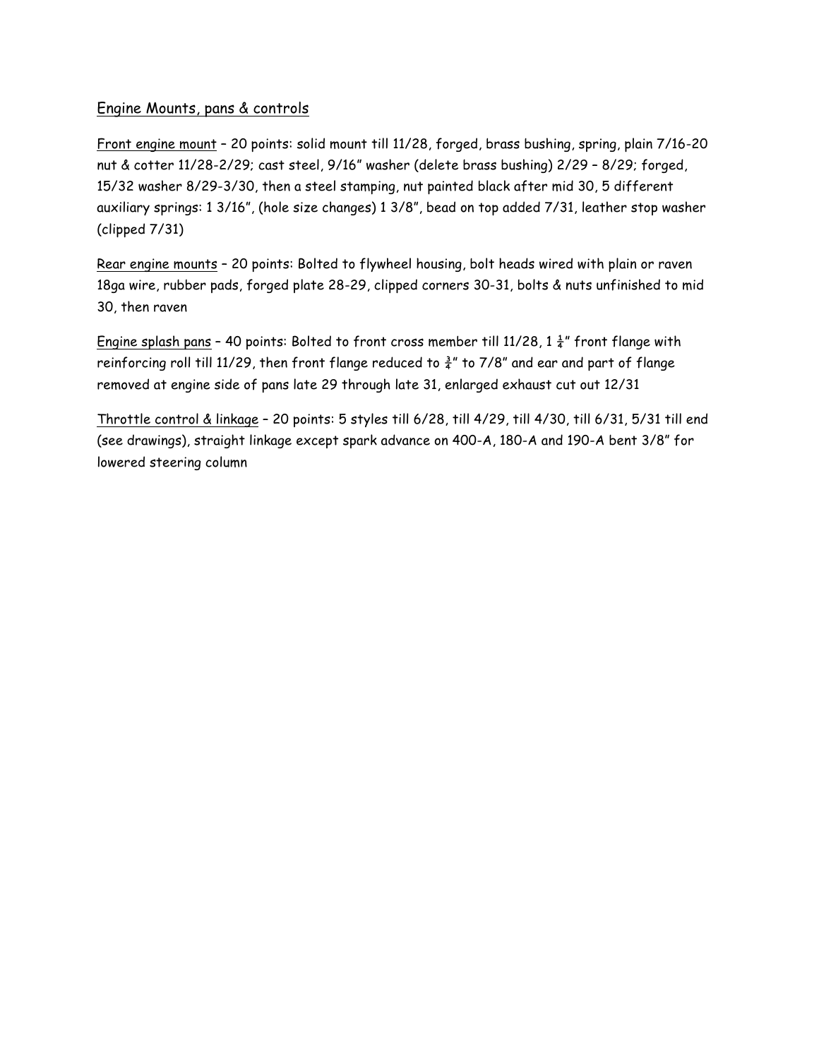## Engine Mounts, pans & controls

Front engine mount – 20 points: solid mount till 11/28, forged, brass bushing, spring, plain 7/16-20 nut & cotter 11/28-2/29; cast steel, 9/16" washer (delete brass bushing) 2/29 – 8/29; forged, 15/32 washer 8/29-3/30, then a steel stamping, nut painted black after mid 30, 5 different auxiliary springs: 1 3/16", (hole size changes) 1 3/8", bead on top added 7/31, leather stop washer (clipped 7/31)

Rear engine mounts – 20 points: Bolted to flywheel housing, bolt heads wired with plain or raven 18ga wire, rubber pads, forged plate 28-29, clipped corners 30-31, bolts & nuts unfinished to mid 30, then raven

Engine splash pans – 40 points: Bolted to front cross member till 11/28, 1 ¼" front flange with reinforcing roll till 11/29, then front flange reduced to ¾" to 7/8" and ear and part of flange removed at engine side of pans late 29 through late 31, enlarged exhaust cut out 12/31

Throttle control & linkage – 20 points: 5 styles till 6/28, till 4/29, till 4/30, till 6/31, 5/31 till end (see drawings), straight linkage except spark advance on 400-A, 180-A and 190-A bent 3/8" for lowered steering column